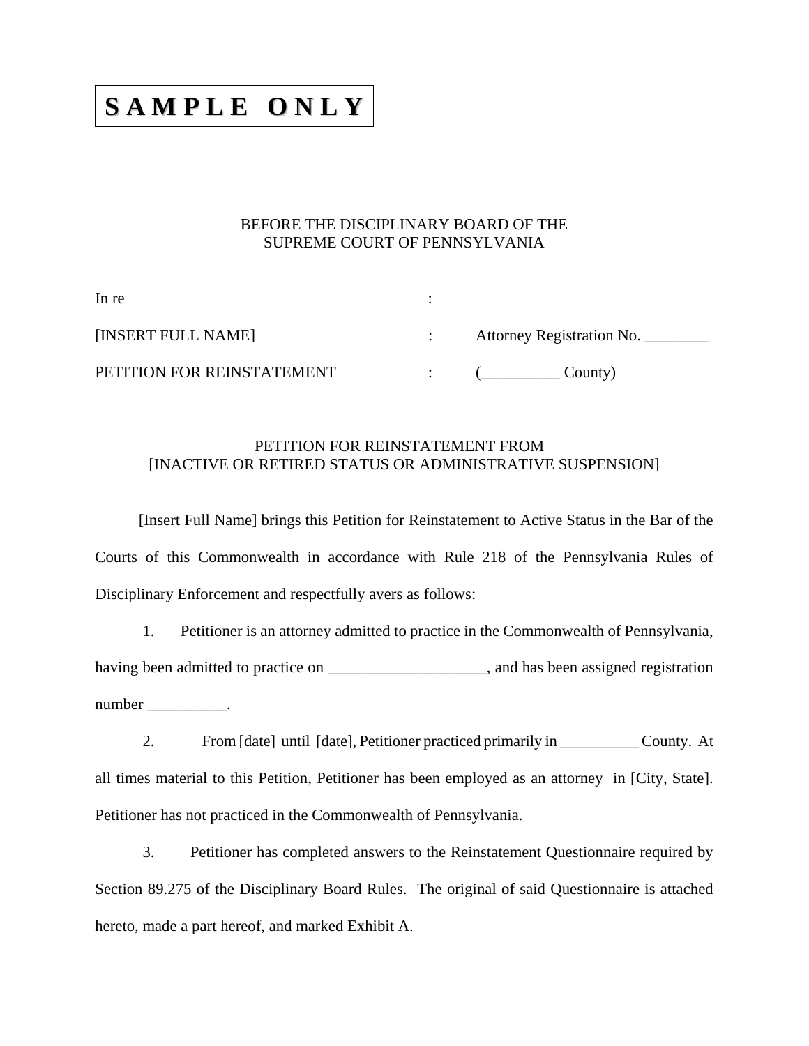**S A M P L E  O N L Y**

BEFORE THE DISCIPLINARY BOARD OF THE
SUPREME COURT OF PENNSYLVANIA

| | | |
|---|---|---|
| In re | : | |
| [INSERT FULL NAME] | : | Attorney Registration No. ________ |
| PETITION FOR REINSTATEMENT | : | (__________ County) |

PETITION FOR REINSTATEMENT FROM
[INACTIVE OR RETIRED STATUS OR ADMINISTRATIVE SUSPENSION]

[Insert Full Name] brings this Petition for Reinstatement to Active Status in the Bar of the Courts of this Commonwealth in accordance with Rule 218 of the Pennsylvania Rules of Disciplinary Enforcement and respectfully avers as follows:

1. Petitioner is an attorney admitted to practice in the Commonwealth of Pennsylvania, having been admitted to practice on ____________________, and has been assigned registration number __________.

2. From [date] until [date], Petitioner practiced primarily in __________ County. At all times material to this Petition, Petitioner has been employed as an attorney in [City, State]. Petitioner has not practiced in the Commonwealth of Pennsylvania.

3. Petitioner has completed answers to the Reinstatement Questionnaire required by Section 89.275 of the Disciplinary Board Rules. The original of said Questionnaire is attached hereto, made a part hereof, and marked Exhibit A.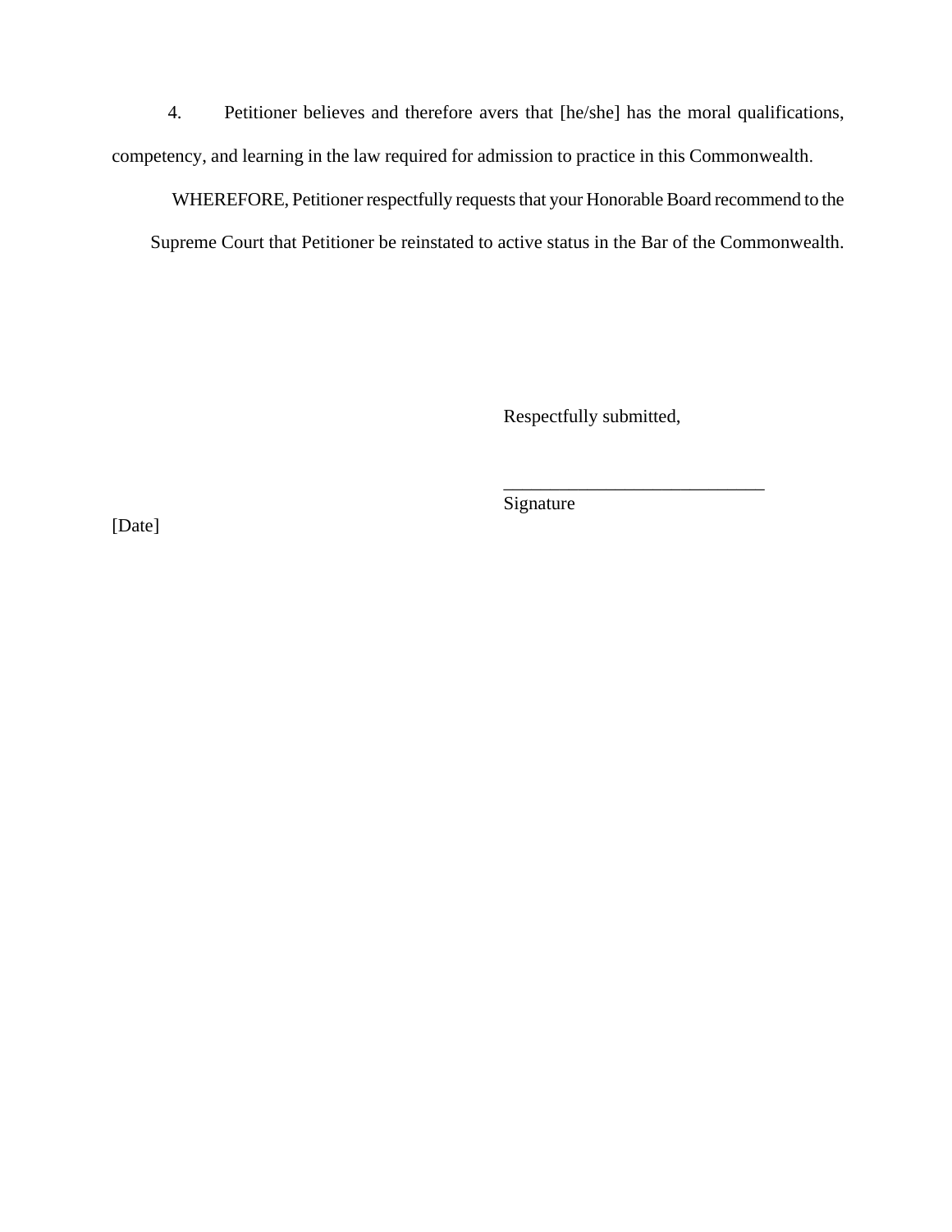4. Petitioner believes and therefore avers that [he/she] has the moral qualifications, competency, and learning in the law required for admission to practice in this Commonwealth.

WHEREFORE, Petitioner respectfully requests that your Honorable Board recommend to the Supreme Court that Petitioner be reinstated to active status in the Bar of the Commonwealth.

Respectfully submitted,

\_\_\_\_\_\_\_\_\_\_\_\_\_\_\_\_\_\_\_\_\_\_\_\_\_\_\_\_\_\_

Signature

[Date]